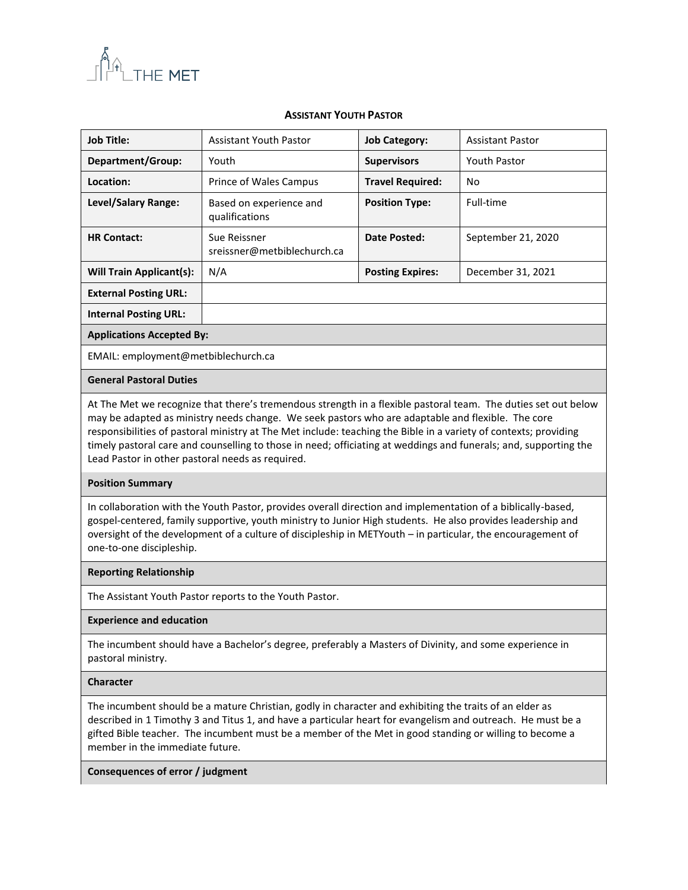THE MET

# Assistant Youth Pastor

| Job Title: | Assistant Youth Pastor | Job Category: | Assistant Pastor |
|---|---|---|---|
| Department/Group: | Youth | Supervisors | Youth Pastor |
| Location: | Prince of Wales Campus | Travel Required: | No |
| Level/Salary Range: | Based on experience and qualifications | Position Type: | Full-time |
| HR Contact: | Sue Reissner sreissner@metbiblechurch.ca | Date Posted: | September 21, 2020 |
| Will Train Applicant(s): | N/A | Posting Expires: | December 31, 2021 |
| External Posting URL: | | | |
| Internal Posting URL: | | | |

**Applications Accepted By:**

EMAIL: employment@metbiblechurch.ca

**General Pastoral Duties**

At The Met we recognize that there's tremendous strength in a flexible pastoral team. The duties set out below may be adapted as ministry needs change. We seek pastors who are adaptable and flexible. The core responsibilities of pastoral ministry at The Met include: teaching the Bible in a variety of contexts; providing timely pastoral care and counselling to those in need; officiating at weddings and funerals; and, supporting the Lead Pastor in other pastoral needs as required.

**Position Summary**

In collaboration with the Youth Pastor, provides overall direction and implementation of a biblically-based, gospel-centered, family supportive, youth ministry to Junior High students. He also provides leadership and oversight of the development of a culture of discipleship in METYouth – in particular, the encouragement of one-to-one discipleship.

**Reporting Relationship**

The Assistant Youth Pastor reports to the Youth Pastor.

**Experience and education**

The incumbent should have a Bachelor's degree, preferably a Masters of Divinity, and some experience in pastoral ministry.

**Character**

The incumbent should be a mature Christian, godly in character and exhibiting the traits of an elder as described in 1 Timothy 3 and Titus 1, and have a particular heart for evangelism and outreach. He must be a gifted Bible teacher. The incumbent must be a member of the Met in good standing or willing to become a member in the immediate future.

**Consequences of error / judgment**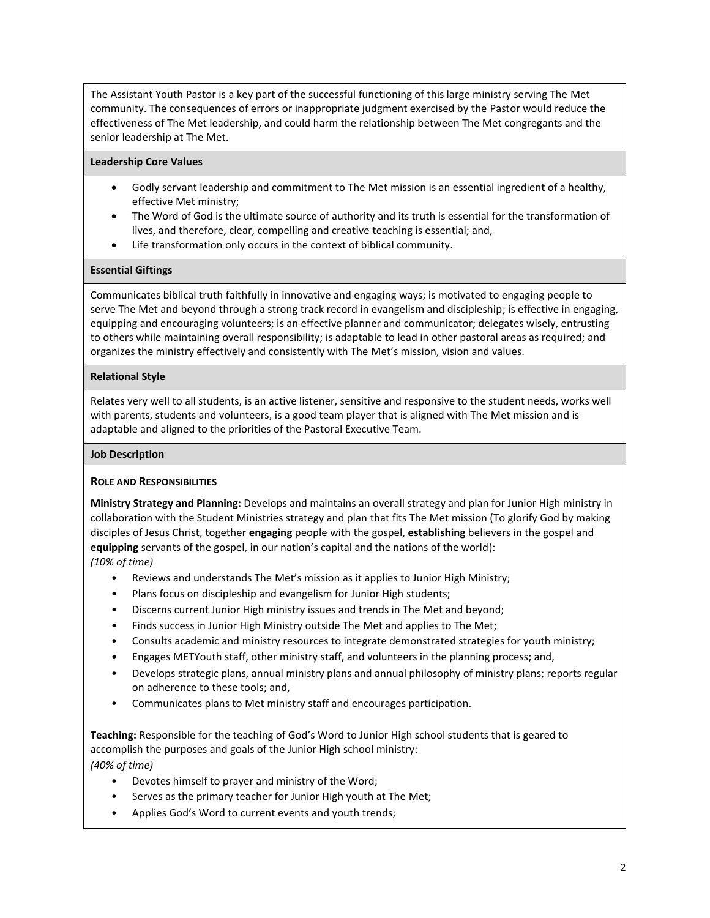The Assistant Youth Pastor is a key part of the successful functioning of this large ministry serving The Met community. The consequences of errors or inappropriate judgment exercised by the Pastor would reduce the effectiveness of The Met leadership, and could harm the relationship between The Met congregants and the senior leadership at The Met.

### Leadership Core Values

- Godly servant leadership and commitment to The Met mission is an essential ingredient of a healthy, effective Met ministry;
- The Word of God is the ultimate source of authority and its truth is essential for the transformation of lives, and therefore, clear, compelling and creative teaching is essential; and,
- Life transformation only occurs in the context of biblical community.

### Essential Giftings

Communicates biblical truth faithfully in innovative and engaging ways; is motivated to engaging people to serve The Met and beyond through a strong track record in evangelism and discipleship; is effective in engaging, equipping and encouraging volunteers; is an effective planner and communicator; delegates wisely, entrusting to others while maintaining overall responsibility; is adaptable to lead in other pastoral areas as required; and organizes the ministry effectively and consistently with The Met's mission, vision and values.

### Relational Style

Relates very well to all students, is an active listener, sensitive and responsive to the student needs, works well with parents, students and volunteers, is a good team player that is aligned with The Met mission and is adaptable and aligned to the priorities of the Pastoral Executive Team.

### Job Description

#### ROLE AND RESPONSIBILITIES

**Ministry Strategy and Planning:** Develops and maintains an overall strategy and plan for Junior High ministry in collaboration with the Student Ministries strategy and plan that fits The Met mission (To glorify God by making disciples of Jesus Christ, together **engaging** people with the gospel, **establishing** believers in the gospel and **equipping** servants of the gospel, in our nation's capital and the nations of the world):
*(10% of time)*

- Reviews and understands The Met's mission as it applies to Junior High Ministry;
- Plans focus on discipleship and evangelism for Junior High students;
- Discerns current Junior High ministry issues and trends in The Met and beyond;
- Finds success in Junior High Ministry outside The Met and applies to The Met;
- Consults academic and ministry resources to integrate demonstrated strategies for youth ministry;
- Engages METYouth staff, other ministry staff, and volunteers in the planning process; and,
- Develops strategic plans, annual ministry plans and annual philosophy of ministry plans; reports regular on adherence to these tools; and,
- Communicates plans to Met ministry staff and encourages participation.

**Teaching:** Responsible for the teaching of God's Word to Junior High school students that is geared to accomplish the purposes and goals of the Junior High school ministry:
*(40% of time)*

- Devotes himself to prayer and ministry of the Word;
- Serves as the primary teacher for Junior High youth at The Met;
- Applies God's Word to current events and youth trends;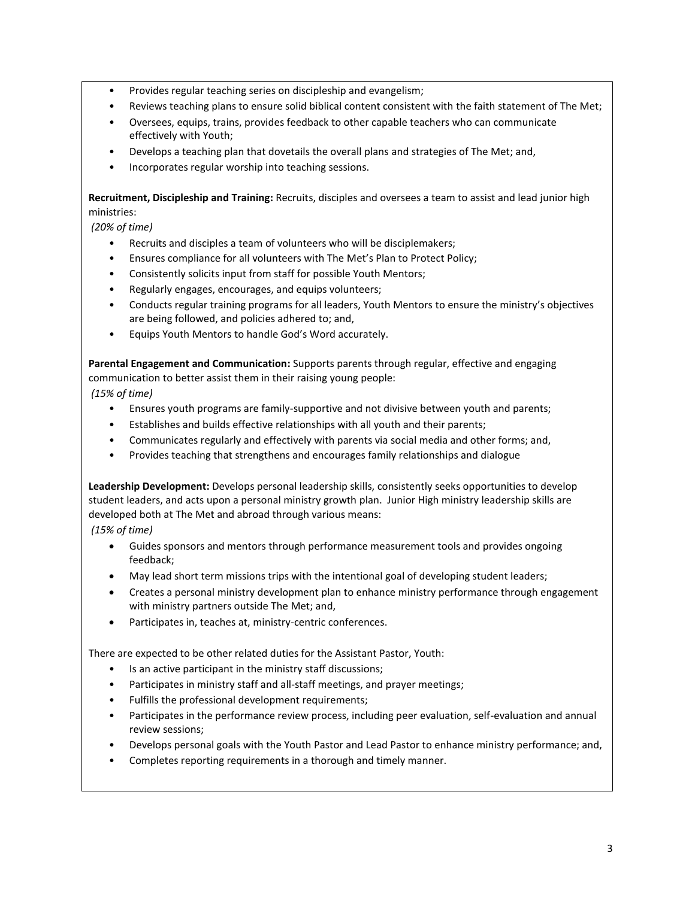- Provides regular teaching series on discipleship and evangelism;
- Reviews teaching plans to ensure solid biblical content consistent with the faith statement of The Met;
- Oversees, equips, trains, provides feedback to other capable teachers who can communicate effectively with Youth;
- Develops a teaching plan that dovetails the overall plans and strategies of The Met; and,
- Incorporates regular worship into teaching sessions.

**Recruitment, Discipleship and Training:** Recruits, disciples and oversees a team to assist and lead junior high ministries:
*(20% of time)*

- Recruits and disciples a team of volunteers who will be disciplemakers;
- Ensures compliance for all volunteers with The Met's Plan to Protect Policy;
- Consistently solicits input from staff for possible Youth Mentors;
- Regularly engages, encourages, and equips volunteers;
- Conducts regular training programs for all leaders, Youth Mentors to ensure the ministry's objectives are being followed, and policies adhered to; and,
- Equips Youth Mentors to handle God's Word accurately.

**Parental Engagement and Communication:** Supports parents through regular, effective and engaging communication to better assist them in their raising young people:
*(15% of time)*

- Ensures youth programs are family-supportive and not divisive between youth and parents;
- Establishes and builds effective relationships with all youth and their parents;
- Communicates regularly and effectively with parents via social media and other forms; and,
- Provides teaching that strengthens and encourages family relationships and dialogue

**Leadership Development:** Develops personal leadership skills, consistently seeks opportunities to develop student leaders, and acts upon a personal ministry growth plan. Junior High ministry leadership skills are developed both at The Met and abroad through various means:
*(15% of time)*

- Guides sponsors and mentors through performance measurement tools and provides ongoing feedback;
- May lead short term missions trips with the intentional goal of developing student leaders;
- Creates a personal ministry development plan to enhance ministry performance through engagement with ministry partners outside The Met; and,
- Participates in, teaches at, ministry-centric conferences.

There are expected to be other related duties for the Assistant Pastor, Youth:

- Is an active participant in the ministry staff discussions;
- Participates in ministry staff and all-staff meetings, and prayer meetings;
- Fulfills the professional development requirements;
- Participates in the performance review process, including peer evaluation, self-evaluation and annual review sessions;
- Develops personal goals with the Youth Pastor and Lead Pastor to enhance ministry performance; and,
- Completes reporting requirements in a thorough and timely manner.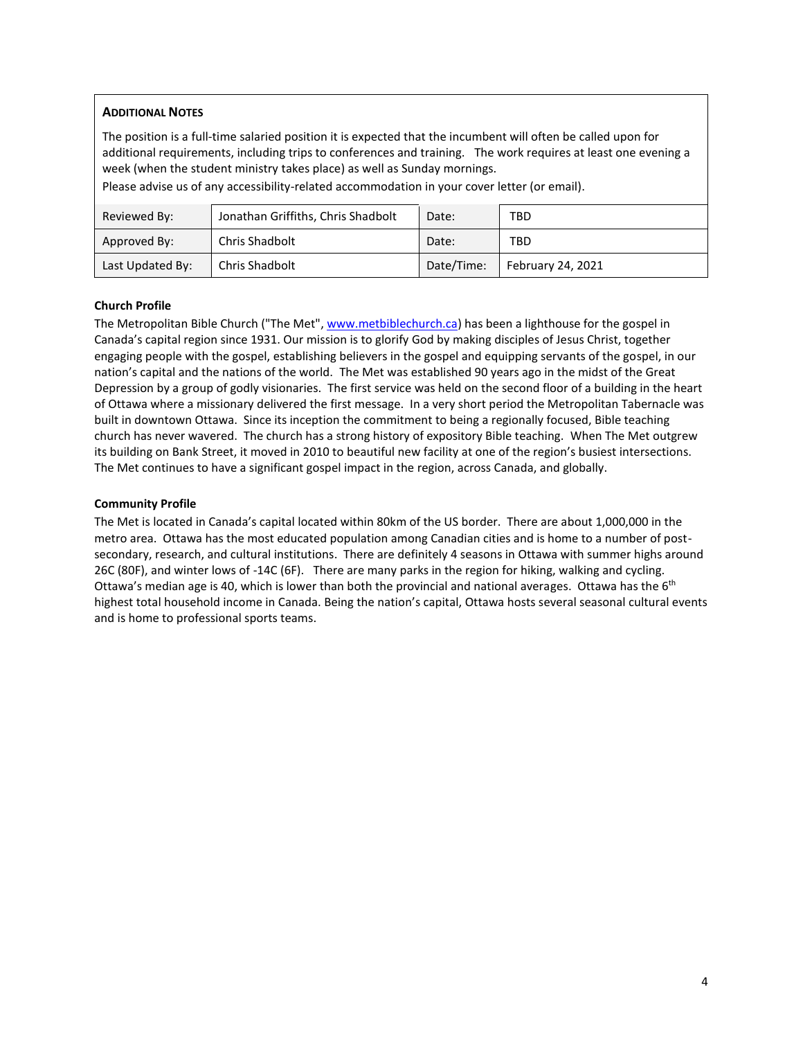### Additional Notes

The position is a full-time salaried position it is expected that the incumbent will often be called upon for additional requirements, including trips to conferences and training. The work requires at least one evening a week (when the student ministry takes place) as well as Sunday mornings.

Please advise us of any accessibility-related accommodation in your cover letter (or email).

| | | | |
|---|---|---|---|
| Reviewed By: | Jonathan Griffiths, Chris Shadbolt | Date: | TBD |
| Approved By: | Chris Shadbolt | Date: | TBD |
| Last Updated By: | Chris Shadbolt | Date/Time: | February 24, 2021 |

**Church Profile**

The Metropolitan Bible Church ("The Met", [www.metbiblechurch.ca](http://www.metbiblechurch.ca)) has been a lighthouse for the gospel in Canada's capital region since 1931. Our mission is to glorify God by making disciples of Jesus Christ, together engaging people with the gospel, establishing believers in the gospel and equipping servants of the gospel, in our nation's capital and the nations of the world. The Met was established 90 years ago in the midst of the Great Depression by a group of godly visionaries. The first service was held on the second floor of a building in the heart of Ottawa where a missionary delivered the first message. In a very short period the Metropolitan Tabernacle was built in downtown Ottawa. Since its inception the commitment to being a regionally focused, Bible teaching church has never wavered. The church has a strong history of expository Bible teaching. When The Met outgrew its building on Bank Street, it moved in 2010 to beautiful new facility at one of the region's busiest intersections. The Met continues to have a significant gospel impact in the region, across Canada, and globally.

**Community Profile**

The Met is located in Canada's capital located within 80km of the US border. There are about 1,000,000 in the metro area. Ottawa has the most educated population among Canadian cities and is home to a number of post-secondary, research, and cultural institutions. There are definitely 4 seasons in Ottawa with summer highs around 26C (80F), and winter lows of -14C (6F). There are many parks in the region for hiking, walking and cycling. Ottawa's median age is 40, which is lower than both the provincial and national averages. Ottawa has the 6th highest total household income in Canada. Being the nation's capital, Ottawa hosts several seasonal cultural events and is home to professional sports teams.